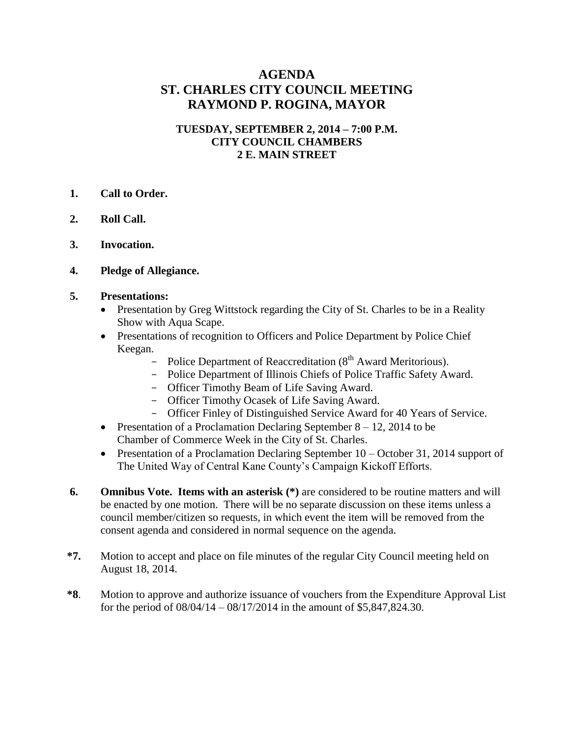# AGENDA
# ST. CHARLES CITY COUNCIL MEETING
# RAYMOND P. ROGINA, MAYOR

**TUESDAY, SEPTEMBER 2, 2014 – 7:00 P.M.**
**CITY COUNCIL CHAMBERS**
**2 E. MAIN STREET**

**1. Call to Order.**

**2. Roll Call.**

**3. Invocation.**

**4. Pledge of Allegiance.**

**5. Presentations:**

- Presentation by Greg Wittstock regarding the City of St. Charles to be in a Reality Show with Aqua Scape.
- Presentations of recognition to Officers and Police Department by Police Chief Keegan.
  - Police Department of Reaccreditation (8th Award Meritorious).
  - Police Department of Illinois Chiefs of Police Traffic Safety Award.
  - Officer Timothy Beam of Life Saving Award.
  - Officer Timothy Ocasek of Life Saving Award.
  - Officer Finley of Distinguished Service Award for 40 Years of Service.
- Presentation of a Proclamation Declaring September 8 – 12, 2014 to be Chamber of Commerce Week in the City of St. Charles.
- Presentation of a Proclamation Declaring September 10 – October 31, 2014 support of The United Way of Central Kane County's Campaign Kickoff Efforts.

**6. Omnibus Vote. Items with an asterisk (*)** are considered to be routine matters and will be enacted by one motion. There will be no separate discussion on these items unless a council member/citizen so requests, in which event the item will be removed from the consent agenda and considered in normal sequence on the agenda.

**\*7.** Motion to accept and place on file minutes of the regular City Council meeting held on August 18, 2014.

**\*8**. Motion to approve and authorize issuance of vouchers from the Expenditure Approval List for the period of 08/04/14 – 08/17/2014 in the amount of $5,847,824.30.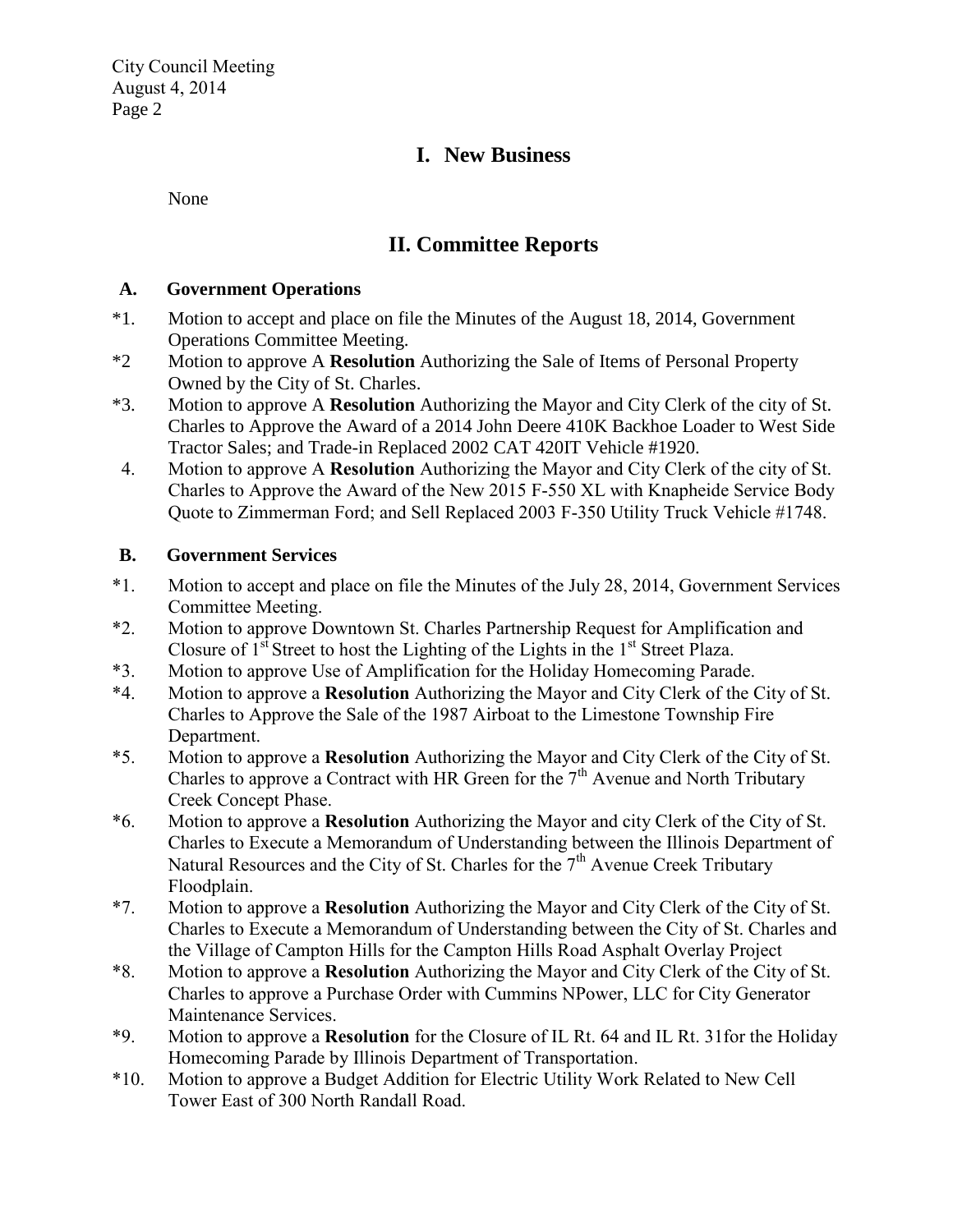## I. New Business

None

## II. Committee Reports

### A. Government Operations

*1. Motion to accept and place on file the Minutes of the August 18, 2014, Government Operations Committee Meeting.

*2 Motion to approve A **Resolution** Authorizing the Sale of Items of Personal Property Owned by the City of St. Charles.

*3. Motion to approve A **Resolution** Authorizing the Mayor and City Clerk of the city of St. Charles to Approve the Award of a 2014 John Deere 410K Backhoe Loader to West Side Tractor Sales; and Trade-in Replaced 2002 CAT 420IT Vehicle #1920.

4. Motion to approve A **Resolution** Authorizing the Mayor and City Clerk of the city of St. Charles to Approve the Award of the New 2015 F-550 XL with Knapheide Service Body Quote to Zimmerman Ford; and Sell Replaced 2003 F-350 Utility Truck Vehicle #1748.

### B. Government Services

*1. Motion to accept and place on file the Minutes of the July 28, 2014, Government Services Committee Meeting.

*2. Motion to approve Downtown St. Charles Partnership Request for Amplification and Closure of 1st Street to host the Lighting of the Lights in the 1st Street Plaza.

*3. Motion to approve Use of Amplification for the Holiday Homecoming Parade.

*4. Motion to approve a **Resolution** Authorizing the Mayor and City Clerk of the City of St. Charles to Approve the Sale of the 1987 Airboat to the Limestone Township Fire Department.

*5. Motion to approve a **Resolution** Authorizing the Mayor and City Clerk of the City of St. Charles to approve a Contract with HR Green for the 7th Avenue and North Tributary Creek Concept Phase.

*6. Motion to approve a **Resolution** Authorizing the Mayor and city Clerk of the City of St. Charles to Execute a Memorandum of Understanding between the Illinois Department of Natural Resources and the City of St. Charles for the 7th Avenue Creek Tributary Floodplain.

*7. Motion to approve a **Resolution** Authorizing the Mayor and City Clerk of the City of St. Charles to Execute a Memorandum of Understanding between the City of St. Charles and the Village of Campton Hills for the Campton Hills Road Asphalt Overlay Project

*8. Motion to approve a **Resolution** Authorizing the Mayor and City Clerk of the City of St. Charles to approve a Purchase Order with Cummins NPower, LLC for City Generator Maintenance Services.

*9. Motion to approve a **Resolution** for the Closure of IL Rt. 64 and IL Rt. 31for the Holiday Homecoming Parade by Illinois Department of Transportation.

*10. Motion to approve a Budget Addition for Electric Utility Work Related to New Cell Tower East of 300 North Randall Road.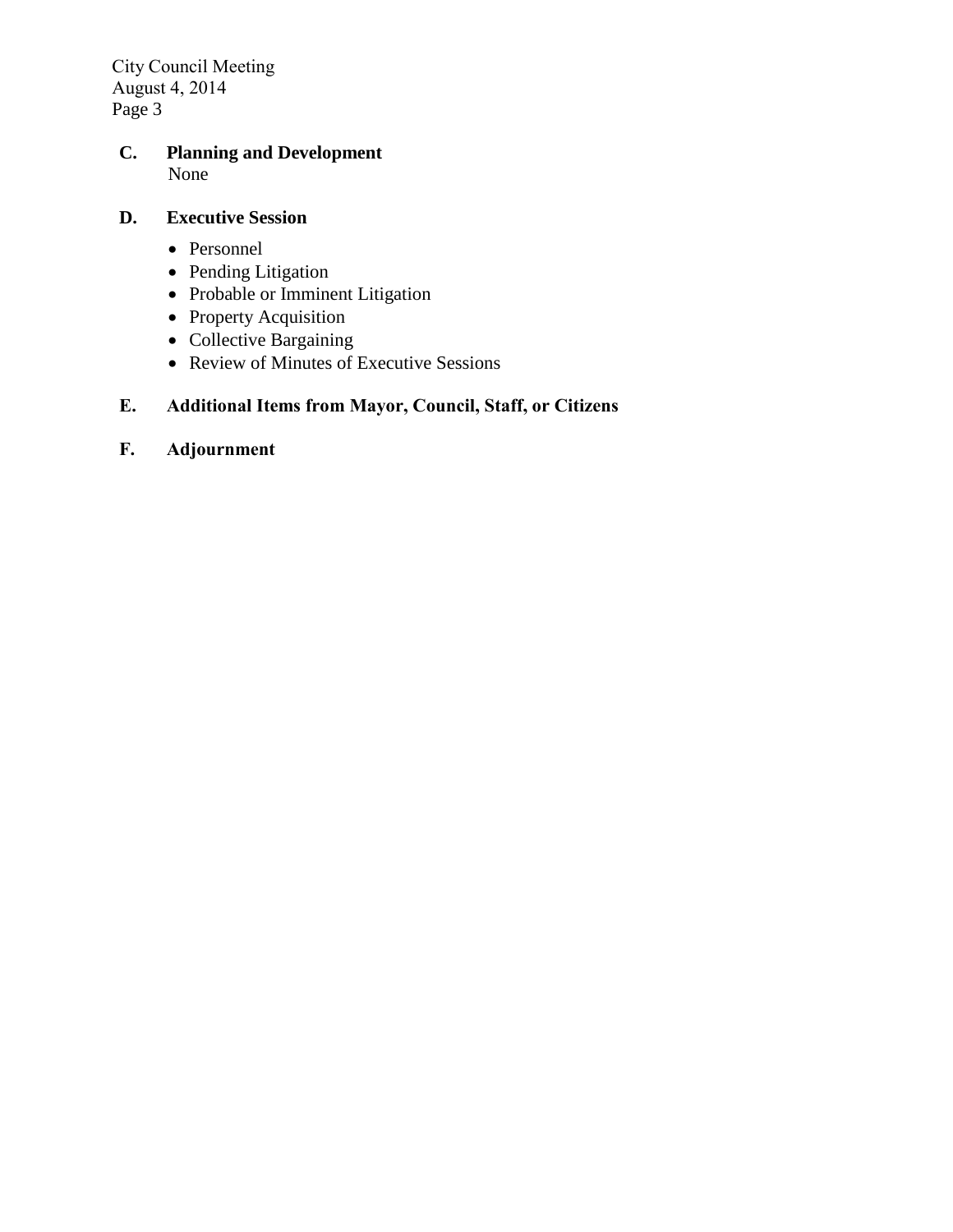**C. Planning and Development**

None

**D. Executive Session**

- Personnel
- Pending Litigation
- Probable or Imminent Litigation
- Property Acquisition
- Collective Bargaining
- Review of Minutes of Executive Sessions

**E. Additional Items from Mayor, Council, Staff, or Citizens**

**F. Adjournment**